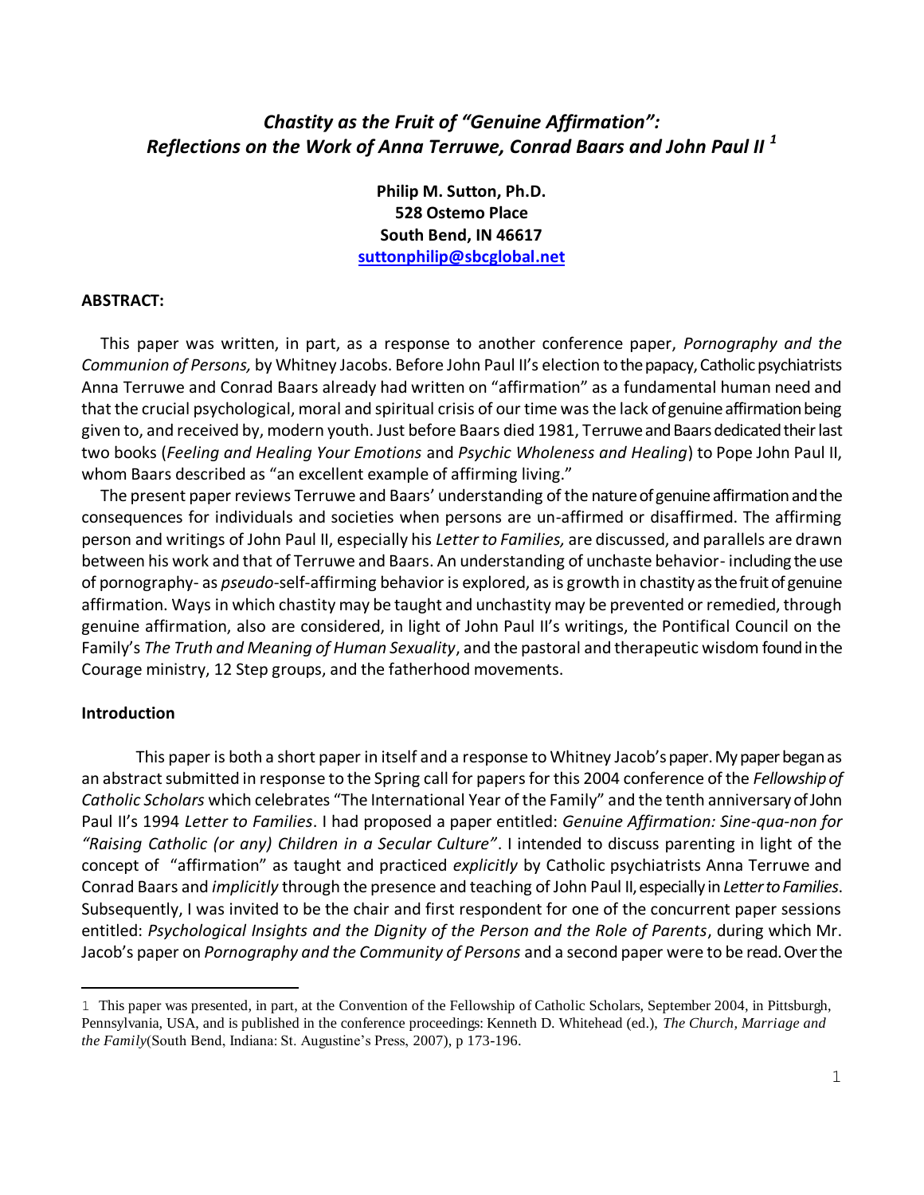# *Chastity as the Fruit of "Genuine Affirmation": Reflections on the Work of Anna Terruwe, Conrad Baars and John Paul II* [1]

**Philip M. Sutton, Ph.D.**
**528 Ostemo Place**
**South Bend, IN 46617**
**suttonphilip@sbcglobal.net**

## ABSTRACT:

This paper was written, in part, as a response to another conference paper, *Pornography and the Communion of Persons,* by Whitney Jacobs. Before John Paul II's election to the papacy, Catholic psychiatrists Anna Terruwe and Conrad Baars already had written on "affirmation" as a fundamental human need and that the crucial psychological, moral and spiritual crisis of our time was the lack of genuine affirmation being given to, and received by, modern youth. Just before Baars died 1981, Terruwe and Baars dedicated their last two books (*Feeling and Healing Your Emotions* and *Psychic Wholeness and Healing*) to Pope John Paul II, whom Baars described as "an excellent example of affirming living."

The present paper reviews Terruwe and Baars' understanding of the nature of genuine affirmation and the consequences for individuals and societies when persons are un-affirmed or disaffirmed. The affirming person and writings of John Paul II, especially his *Letter to Families,* are discussed, and parallels are drawn between his work and that of Terruwe and Baars. An understanding of unchaste behavior- including the use of pornography- as *pseudo*-self-affirming behavior is explored, as is growth in chastity as the fruit of genuine affirmation. Ways in which chastity may be taught and unchastity may be prevented or remedied, through genuine affirmation, also are considered, in light of John Paul II's writings, the Pontifical Council on the Family's *The Truth and Meaning of Human Sexuality*, and the pastoral and therapeutic wisdom found in the Courage ministry, 12 Step groups, and the fatherhood movements.

## Introduction

This paper is both a short paper in itself and a response to Whitney Jacob's paper. My paper began as an abstract submitted in response to the Spring call for papers for this 2004 conference of the *Fellowship of Catholic Scholars* which celebrates "The International Year of the Family" and the tenth anniversary of John Paul II's 1994 *Letter to Families*. I had proposed a paper entitled: *Genuine Affirmation: Sine-qua-non for "Raising Catholic (or any) Children in a Secular Culture"*. I intended to discuss parenting in light of the concept of "affirmation" as taught and practiced *explicitly* by Catholic psychiatrists Anna Terruwe and Conrad Baars and *implicitly* through the presence and teaching of John Paul II, especially in *Letter to Families*. Subsequently, I was invited to be the chair and first respondent for one of the concurrent paper sessions entitled: *Psychological Insights and the Dignity of the Person and the Role of Parents*, during which Mr. Jacob's paper on *Pornography and the Community of Persons* and a second paper were to be read. Over the

---

1 This paper was presented, in part, at the Convention of the Fellowship of Catholic Scholars, September 2004, in Pittsburgh, Pennsylvania, USA, and is published in the conference proceedings: Kenneth D. Whitehead (ed.), *The Church, Marriage and the Family*(South Bend, Indiana: St. Augustine's Press, 2007), p 173-196.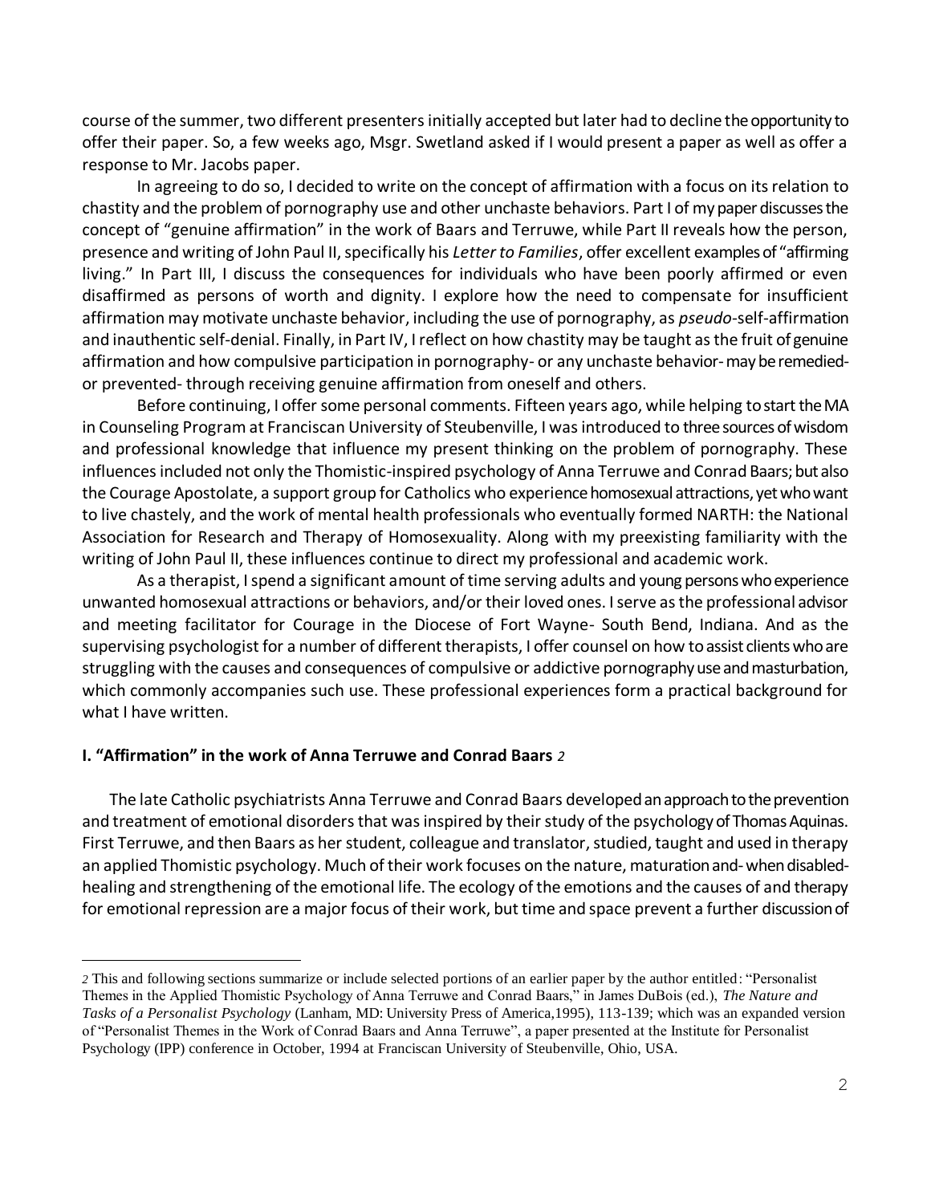course of the summer, two different presenters initially accepted but later had to decline the opportunity to offer their paper. So, a few weeks ago, Msgr. Swetland asked if I would present a paper as well as offer a response to Mr. Jacobs paper.

In agreeing to do so, I decided to write on the concept of affirmation with a focus on its relation to chastity and the problem of pornography use and other unchaste behaviors. Part I of my paper discusses the concept of "genuine affirmation" in the work of Baars and Terruwe, while Part II reveals how the person, presence and writing of John Paul II, specifically his *Letter to Families*, offer excellent examples of "affirming living." In Part III, I discuss the consequences for individuals who have been poorly affirmed or even disaffirmed as persons of worth and dignity. I explore how the need to compensate for insufficient affirmation may motivate unchaste behavior, including the use of pornography, as *pseudo*-self-affirmation and inauthentic self-denial. Finally, in Part IV, I reflect on how chastity may be taught as the fruit of genuine affirmation and how compulsive participation in pornography- or any unchaste behavior- may be remedied- or prevented- through receiving genuine affirmation from oneself and others.

Before continuing, I offer some personal comments. Fifteen years ago, while helping to start the MA in Counseling Program at Franciscan University of Steubenville, I was introduced to three sources of wisdom and professional knowledge that influence my present thinking on the problem of pornography. These influences included not only the Thomistic-inspired psychology of Anna Terruwe and Conrad Baars; but also the Courage Apostolate, a support group for Catholics who experience homosexual attractions, yet who want to live chastely, and the work of mental health professionals who eventually formed NARTH: the National Association for Research and Therapy of Homosexuality. Along with my preexisting familiarity with the writing of John Paul II, these influences continue to direct my professional and academic work.

As a therapist, I spend a significant amount of time serving adults and young persons who experience unwanted homosexual attractions or behaviors, and/or their loved ones. I serve as the professional advisor and meeting facilitator for Courage in the Diocese of Fort Wayne- South Bend, Indiana. And as the supervising psychologist for a number of different therapists, I offer counsel on how to assist clients who are struggling with the causes and consequences of compulsive or addictive pornography use and masturbation, which commonly accompanies such use. These professional experiences form a practical background for what I have written.

## I. "Affirmation" in the work of Anna Terruwe and Conrad Baars [2]

The late Catholic psychiatrists Anna Terruwe and Conrad Baars developed an approach to the prevention and treatment of emotional disorders that was inspired by their study of the psychology of Thomas Aquinas. First Terruwe, and then Baars as her student, colleague and translator, studied, taught and used in therapy an applied Thomistic psychology. Much of their work focuses on the nature, maturation and- when disabled- healing and strengthening of the emotional life. The ecology of the emotions and the causes of and therapy for emotional repression are a major focus of their work, but time and space prevent a further discussion of

---

[2] This and following sections summarize or include selected portions of an earlier paper by the author entitled: "Personalist Themes in the Applied Thomistic Psychology of Anna Terruwe and Conrad Baars," in James DuBois (ed.), *The Nature and Tasks of a Personalist Psychology* (Lanham, MD: University Press of America,1995), 113-139; which was an expanded version of "Personalist Themes in the Work of Conrad Baars and Anna Terruwe", a paper presented at the Institute for Personalist Psychology (IPP) conference in October, 1994 at Franciscan University of Steubenville, Ohio, USA.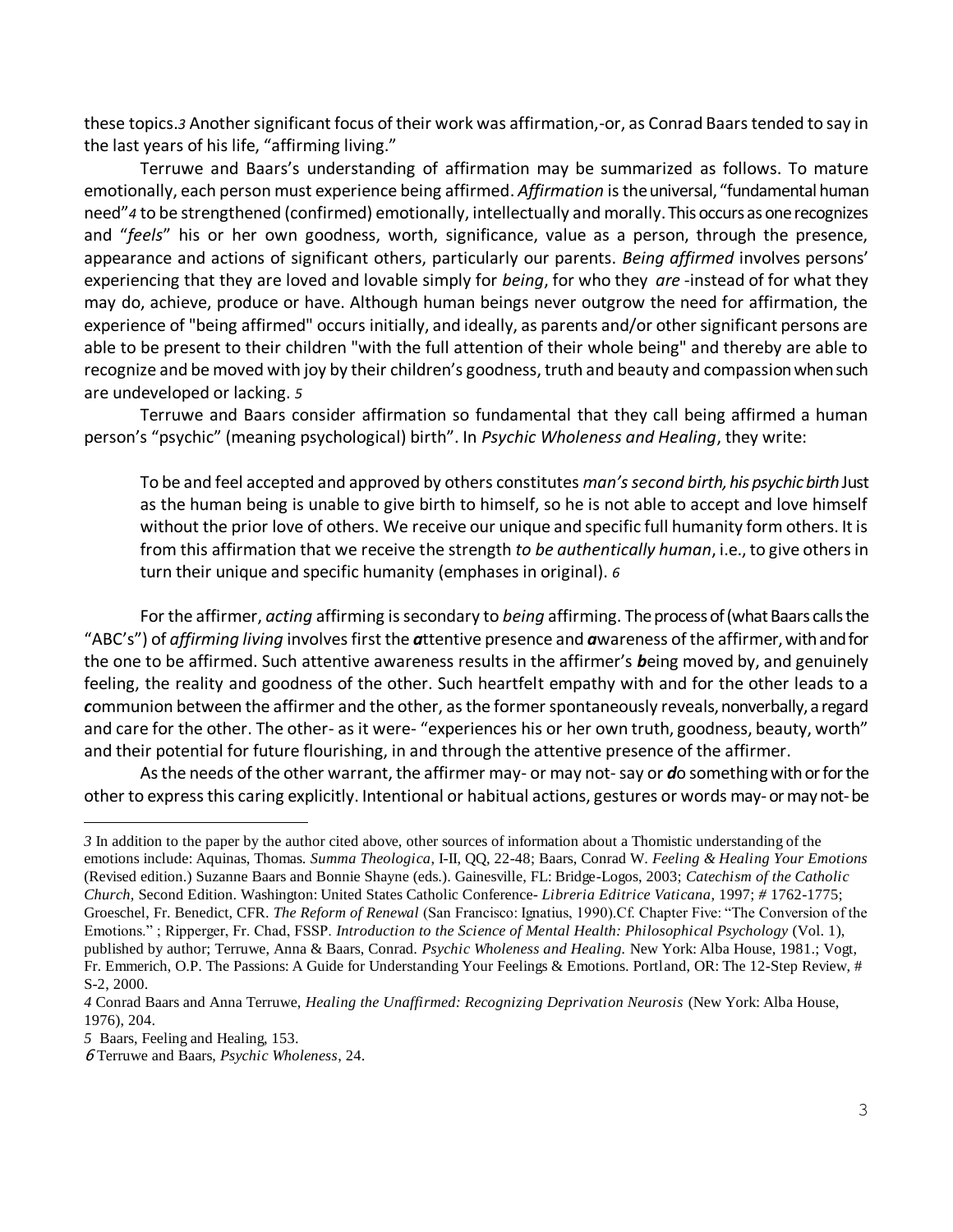these topics.[3] Another significant focus of their work was affirmation,-or, as Conrad Baars tended to say in the last years of his life, "affirming living."

Terruwe and Baars's understanding of affirmation may be summarized as follows. To mature emotionally, each person must experience being affirmed. *Affirmation* is the universal, "fundamental human need"[4] to be strengthened (confirmed) emotionally, intellectually and morally. This occurs as one recognizes and "*feels*" his or her own goodness, worth, significance, value as a person, through the presence, appearance and actions of significant others, particularly our parents. *Being affirmed* involves persons' experiencing that they are loved and lovable simply for *being*, for who they *are* -instead of for what they may do, achieve, produce or have. Although human beings never outgrow the need for affirmation, the experience of "being affirmed" occurs initially, and ideally, as parents and/or other significant persons are able to be present to their children "with the full attention of their whole being" and thereby are able to recognize and be moved with joy by their children's goodness, truth and beauty and compassion when such are undeveloped or lacking. [5]

Terruwe and Baars consider affirmation so fundamental that they call being affirmed a human person's "psychic" (meaning psychological) birth". In *Psychic Wholeness and Healing*, they write:

> To be and feel accepted and approved by others constitutes *man's second birth, his psychic birth* Just as the human being is unable to give birth to himself, so he is not able to accept and love himself without the prior love of others. We receive our unique and specific full humanity form others. It is from this affirmation that we receive the strength *to be authentically human*, i.e., to give others in turn their unique and specific humanity (emphases in original). [6]

For the affirmer, *acting* affirming is secondary to *being* affirming. The process of (what Baars calls the "ABC's") of *affirming living* involves first the ***a***ttentive presence and ***a***wareness of the affirmer, with and for the one to be affirmed. Such attentive awareness results in the affirmer's ***b***eing moved by, and genuinely feeling, the reality and goodness of the other. Such heartfelt empathy with and for the other leads to a ***c***ommunion between the affirmer and the other, as the former spontaneously reveals, nonverbally, a regard and care for the other. The other- as it were- "experiences his or her own truth, goodness, beauty, worth" and their potential for future flourishing, in and through the attentive presence of the affirmer.

As the needs of the other warrant, the affirmer may- or may not- say or ***d***o something with or for the other to express this caring explicitly. Intentional or habitual actions, gestures or words may- or may not- be

---

[3] In addition to the paper by the author cited above, other sources of information about a Thomistic understanding of the emotions include: Aquinas, Thomas. *Summa Theologica*, I-II, QQ, 22-48; Baars, Conrad W. *Feeling & Healing Your Emotions* (Revised edition.) Suzanne Baars and Bonnie Shayne (eds.). Gainesville, FL: Bridge-Logos, 2003; *Catechism of the Catholic Church,* Second Edition. Washington: United States Catholic Conference- *Libreria Editrice Vaticana*, 1997; # 1762-1775; Groeschel, Fr. Benedict, CFR. *The Reform of Renewal* (San Francisco: Ignatius, 1990).Cf. Chapter Five: "The Conversion of the Emotions." ; Ripperger, Fr. Chad, FSSP. *Introduction to the Science of Mental Health: Philosophical Psychology* (Vol. 1), published by author; Terruwe, Anna & Baars, Conrad. *Psychic Wholeness and Healing.* New York: Alba House, 1981.; Vogt, Fr. Emmerich, O.P. The Passions: A Guide for Understanding Your Feelings & Emotions. Portland, OR: The 12-Step Review, # S-2, 2000.

[4] Conrad Baars and Anna Terruwe, *Healing the Unaffirmed: Recognizing Deprivation Neurosis* (New York: Alba House, 1976), 204.

[5] Baars, Feeling and Healing, 153.

[6] Terruwe and Baars, *Psychic Wholeness*, 24.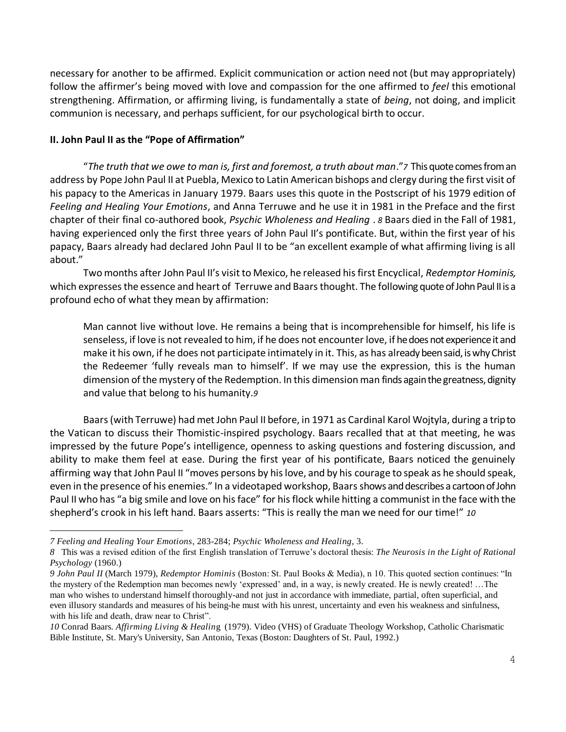necessary for another to be affirmed. Explicit communication or action need not (but may appropriately) follow the affirmer's being moved with love and compassion for the one affirmed to *feel* this emotional strengthening. Affirmation, or affirming living, is fundamentally a state of *being*, not doing, and implicit communion is necessary, and perhaps sufficient, for our psychological birth to occur.

**II. John Paul II as the "Pope of Affirmation"**

"*The truth that we owe to man is, first and foremost, a truth about man*."[7] This quote comes from an address by Pope John Paul II at Puebla, Mexico to Latin American bishops and clergy during the first visit of his papacy to the Americas in January 1979. Baars uses this quote in the Postscript of his 1979 edition of *Feeling and Healing Your Emotions*, and Anna Terruwe and he use it in 1981 in the Preface and the first chapter of their final co-authored book, *Psychic Wholeness and Healing* .[8] Baars died in the Fall of 1981, having experienced only the first three years of John Paul II's pontificate. But, within the first year of his papacy, Baars already had declared John Paul II to be "an excellent example of what affirming living is all about."

Two months after John Paul II's visit to Mexico, he released his first Encyclical, *Redemptor Hominis,* which expresses the essence and heart of Terruwe and Baars thought. The following quote of John Paul II is a profound echo of what they mean by affirmation:

> Man cannot live without love. He remains a being that is incomprehensible for himself, his life is senseless, if love is not revealed to him, if he does not encounter love, if he does not experience it and make it his own, if he does not participate intimately in it. This, as has already been said, is why Christ the Redeemer 'fully reveals man to himself'. If we may use the expression, this is the human dimension of the mystery of the Redemption. In this dimension man finds again the greatness, dignity and value that belong to his humanity.[9]

Baars (with Terruwe) had met John Paul II before, in 1971 as Cardinal Karol Wojtyla, during a trip to the Vatican to discuss their Thomistic-inspired psychology. Baars recalled that at that meeting, he was impressed by the future Pope's intelligence, openness to asking questions and fostering discussion, and ability to make them feel at ease. During the first year of his pontificate, Baars noticed the genuinely affirming way that John Paul II "moves persons by his love, and by his courage to speak as he should speak, even in the presence of his enemies." In a videotaped workshop, Baars shows and describes a cartoon of John Paul II who has "a big smile and love on his face" for his flock while hitting a communist in the face with the shepherd's crook in his left hand. Baars asserts: "This is really the man we need for our time!"[10]

---

[7] *Feeling and Healing Your Emotions*, 283-284; *Psychic Wholeness and Healing*, 3.

[8] This was a revised edition of the first English translation of Terruwe's doctoral thesis: *The Neurosis in the Light of Rational Psychology* (1960.)

[9] *John Paul II* (March 1979), *Redemptor Hominis* (Boston: St. Paul Books & Media), n 10. This quoted section continues: "In the mystery of the Redemption man becomes newly 'expressed' and, in a way, is newly created. He is newly created! …The man who wishes to understand himself thoroughly-and not just in accordance with immediate, partial, often superficial, and even illusory standards and measures of his being-he must with his unrest, uncertainty and even his weakness and sinfulness, with his life and death, draw near to Christ".

[10] Conrad Baars. *Affirming Living & Healing* (1979). Video (VHS) of Graduate Theology Workshop, Catholic Charismatic Bible Institute, St. Mary's University, San Antonio, Texas (Boston: Daughters of St. Paul, 1992.)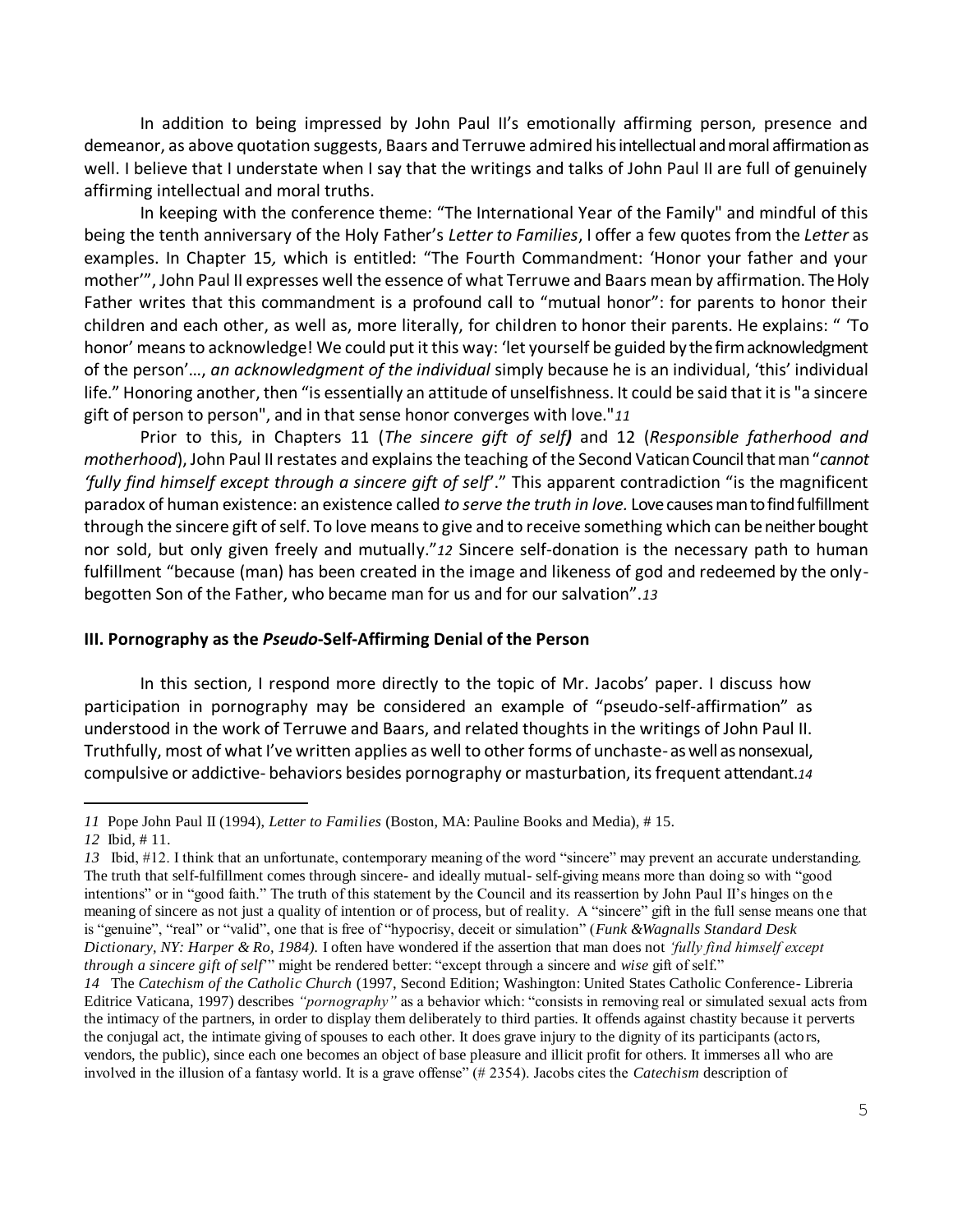In addition to being impressed by John Paul II's emotionally affirming person, presence and demeanor, as above quotation suggests, Baars and Terruwe admired his intellectual and moral affirmation as well. I believe that I understate when I say that the writings and talks of John Paul II are full of genuinely affirming intellectual and moral truths.

In keeping with the conference theme: "The International Year of the Family" and mindful of this being the tenth anniversary of the Holy Father's *Letter to Families*, I offer a few quotes from the *Letter* as examples. In Chapter 15, which is entitled: "The Fourth Commandment: 'Honor your father and your mother'", John Paul II expresses well the essence of what Terruwe and Baars mean by affirmation. The Holy Father writes that this commandment is a profound call to "mutual honor": for parents to honor their children and each other, as well as, more literally, for children to honor their parents. He explains: " 'To honor' means to acknowledge! We could put it this way: 'let yourself be guided by the firm acknowledgment of the person'..., *an acknowledgment of the individual* simply because he is an individual, 'this' individual life." Honoring another, then "is essentially an attitude of unselfishness. It could be said that it is "a sincere gift of person to person", and in that sense honor converges with love."[11]

Prior to this, in Chapters 11 (*The sincere gift of self)* and 12 (*Responsible fatherhood and motherhood*), John Paul II restates and explains the teaching of the Second Vatican Council that man "*cannot 'fully find himself except through a sincere gift of self*'." This apparent contradiction "is the magnificent paradox of human existence: an existence called *to serve the truth in love.* Love causes man to find fulfillment through the sincere gift of self. To love means to give and to receive something which can be neither bought nor sold, but only given freely and mutually."[12] Sincere self-donation is the necessary path to human fulfillment "because (man) has been created in the image and likeness of god and redeemed by the only-begotten Son of the Father, who became man for us and for our salvation".[13]

### III. Pornography as the *Pseudo*-Self-Affirming Denial of the Person

In this section, I respond more directly to the topic of Mr. Jacobs' paper. I discuss how participation in pornography may be considered an example of "pseudo-self-affirmation" as understood in the work of Terruwe and Baars, and related thoughts in the writings of John Paul II. Truthfully, most of what I've written applies as well to other forms of unchaste- as well as nonsexual, compulsive or addictive- behaviors besides pornography or masturbation, its frequent attendant.[14]

---

[11] Pope John Paul II (1994), *Letter to Families* (Boston, MA: Pauline Books and Media), # 15.

[12] Ibid, # 11.

[13] Ibid, #12. I think that an unfortunate, contemporary meaning of the word "sincere" may prevent an accurate understanding. The truth that self-fulfillment comes through sincere- and ideally mutual- self-giving means more than doing so with "good intentions" or in "good faith." The truth of this statement by the Council and its reassertion by John Paul II's hinges on the meaning of sincere as not just a quality of intention or of process, but of reality. A "sincere" gift in the full sense means one that is "genuine", "real" or "valid", one that is free of "hypocrisy, deceit or simulation" (*Funk &Wagnalls Standard Desk Dictionary, NY: Harper & Ro, 1984).* I often have wondered if the assertion that man does not *'fully find himself except through a sincere gift of self*'" might be rendered better: "except through a sincere and *wise* gift of self."

[14] The *Catechism of the Catholic Church* (1997, Second Edition; Washington: United States Catholic Conference- Libreria Editrice Vaticana, 1997) describes *"pornography"* as a behavior which: "consists in removing real or simulated sexual acts from the intimacy of the partners, in order to display them deliberately to third parties. It offends against chastity because it perverts the conjugal act, the intimate giving of spouses to each other. It does grave injury to the dignity of its participants (actors, vendors, the public), since each one becomes an object of base pleasure and illicit profit for others. It immerses all who are involved in the illusion of a fantasy world. It is a grave offense" (# 2354). Jacobs cites the *Catechism* description of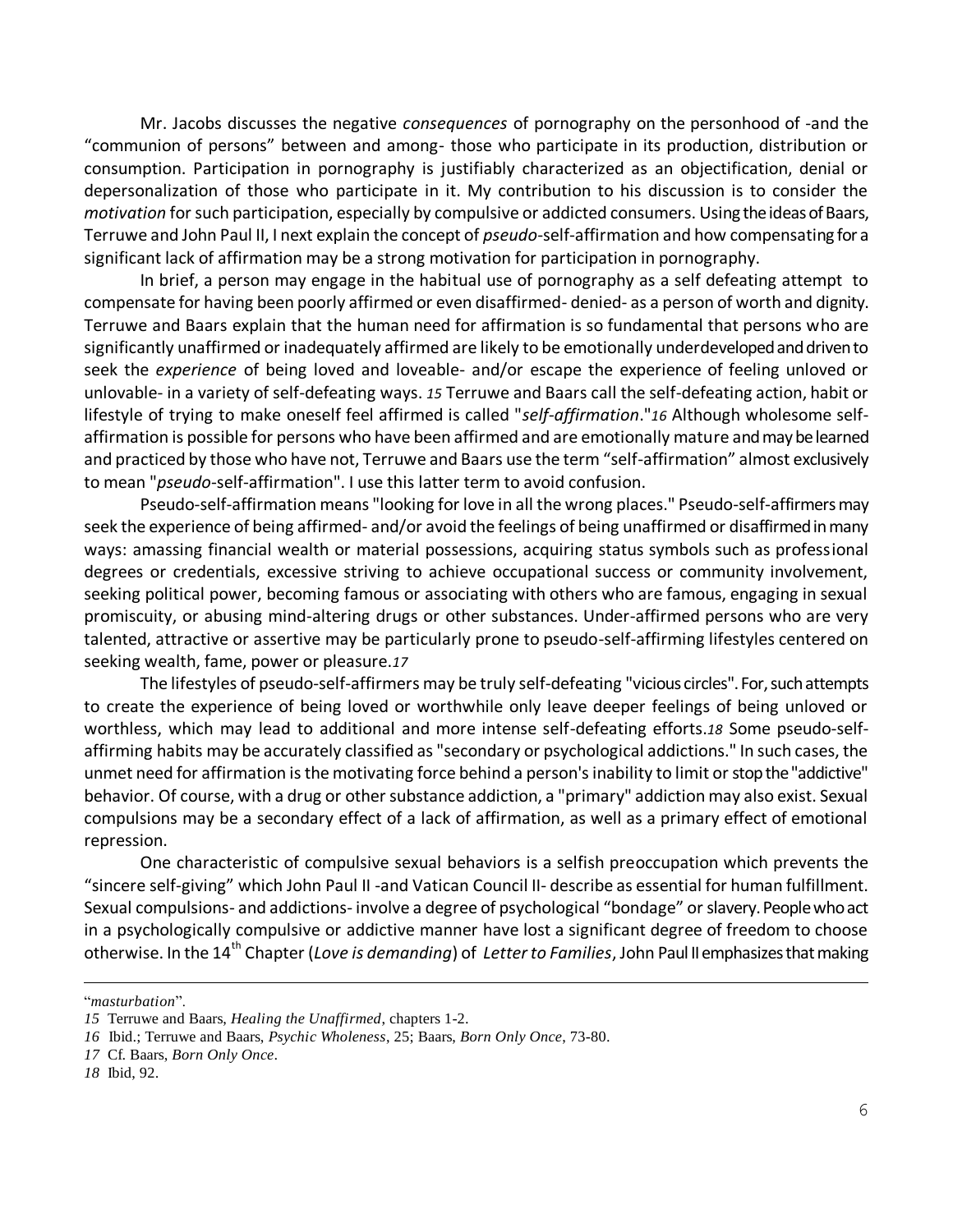Mr. Jacobs discusses the negative *consequences* of pornography on the personhood of -and the "communion of persons" between and among- those who participate in its production, distribution or consumption. Participation in pornography is justifiably characterized as an objectification, denial or depersonalization of those who participate in it. My contribution to his discussion is to consider the *motivation* for such participation, especially by compulsive or addicted consumers. Using the ideas of Baars, Terruwe and John Paul II, I next explain the concept of *pseudo*-self-affirmation and how compensating for a significant lack of affirmation may be a strong motivation for participation in pornography.

In brief, a person may engage in the habitual use of pornography as a self defeating attempt to compensate for having been poorly affirmed or even disaffirmed- denied- as a person of worth and dignity. Terruwe and Baars explain that the human need for affirmation is so fundamental that persons who are significantly unaffirmed or inadequately affirmed are likely to be emotionally underdeveloped and driven to seek the *experience* of being loved and loveable- and/or escape the experience of feeling unloved or unlovable- in a variety of self-defeating ways. *15* Terruwe and Baars call the self-defeating action, habit or lifestyle of trying to make oneself feel affirmed is called "*self-affirmation*."*16* Although wholesome self-affirmation is possible for persons who have been affirmed and are emotionally mature and may be learned and practiced by those who have not, Terruwe and Baars use the term "self-affirmation" almost exclusively to mean "*pseudo*-self-affirmation". I use this latter term to avoid confusion.

Pseudo-self-affirmation means "looking for love in all the wrong places." Pseudo-self-affirmers may seek the experience of being affirmed- and/or avoid the feelings of being unaffirmed or disaffirmed in many ways: amassing financial wealth or material possessions, acquiring status symbols such as professional degrees or credentials, excessive striving to achieve occupational success or community involvement, seeking political power, becoming famous or associating with others who are famous, engaging in sexual promiscuity, or abusing mind-altering drugs or other substances. Under-affirmed persons who are very talented, attractive or assertive may be particularly prone to pseudo-self-affirming lifestyles centered on seeking wealth, fame, power or pleasure.*17*

The lifestyles of pseudo-self-affirmers may be truly self-defeating "vicious circles". For, such attempts to create the experience of being loved or worthwhile only leave deeper feelings of being unloved or worthless, which may lead to additional and more intense self-defeating efforts.*18* Some pseudo-self-affirming habits may be accurately classified as "secondary or psychological addictions." In such cases, the unmet need for affirmation is the motivating force behind a person's inability to limit or stop the "addictive" behavior. Of course, with a drug or other substance addiction, a "primary" addiction may also exist. Sexual compulsions may be a secondary effect of a lack of affirmation, as well as a primary effect of emotional repression.

One characteristic of compulsive sexual behaviors is a selfish preoccupation which prevents the "sincere self-giving" which John Paul II -and Vatican Council II- describe as essential for human fulfillment. Sexual compulsions- and addictions- involve a degree of psychological "bondage" or slavery. People who act in a psychologically compulsive or addictive manner have lost a significant degree of freedom to choose otherwise. In the 14th Chapter (*Love is demanding*) of *Letter to Families*, John Paul II emphasizes that making

---

"*masturbation*".

*15* Terruwe and Baars, *Healing the Unaffirmed*, chapters 1-2.

*16* Ibid.; Terruwe and Baars, *Psychic Wholeness*, 25; Baars, *Born Only Once*, 73-80.

*17* Cf. Baars, *Born Only Once*.

*18* Ibid, 92.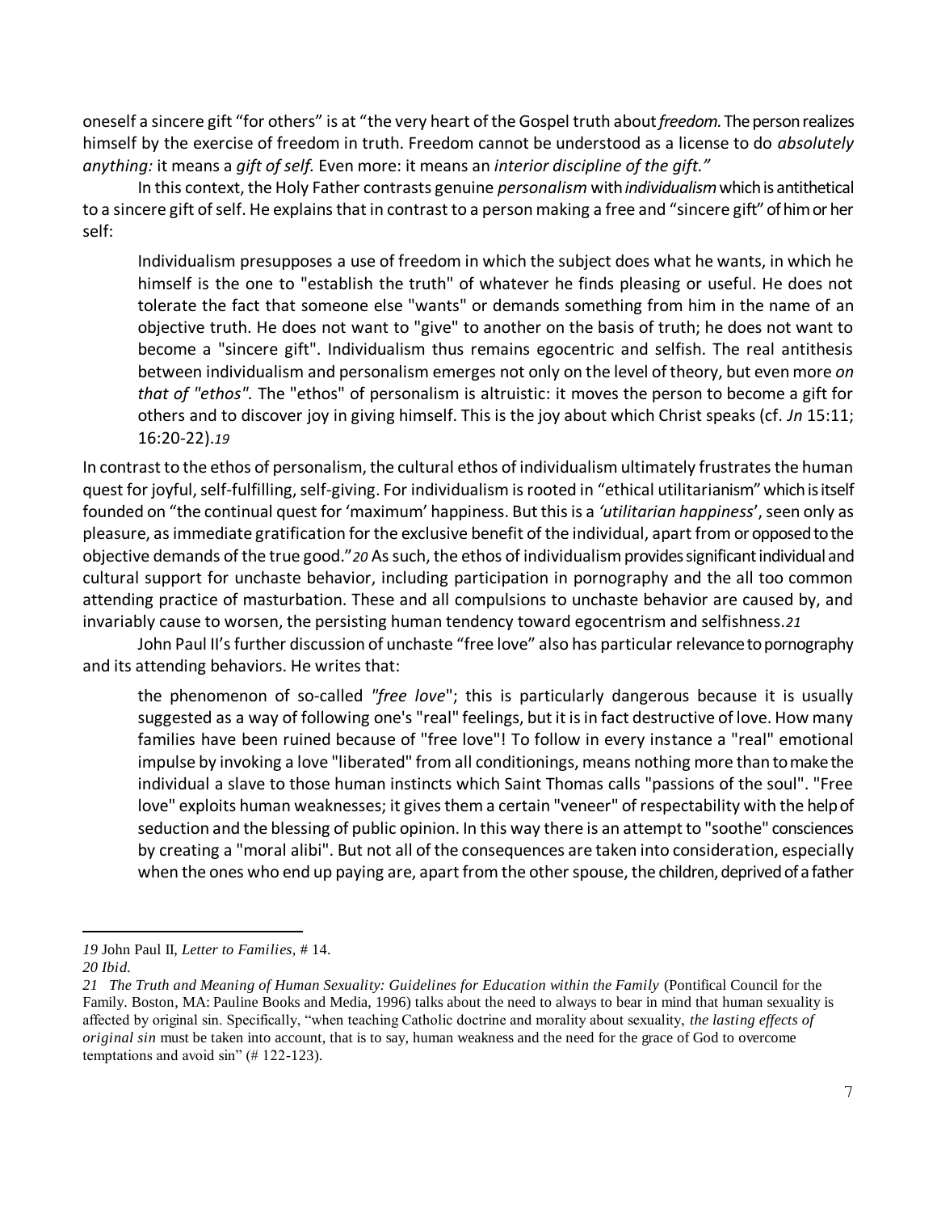oneself a sincere gift "for others" is at "the very heart of the Gospel truth about *freedom.* The person realizes himself by the exercise of freedom in truth. Freedom cannot be understood as a license to do *absolutely anything:* it means a *gift of self.* Even more: it means an *interior discipline of the gift."*

In this context, the Holy Father contrasts genuine *personalism* with *individualism* which is antithetical to a sincere gift of self. He explains that in contrast to a person making a free and "sincere gift" of him or her self:

> Individualism presupposes a use of freedom in which the subject does what he wants, in which he himself is the one to "establish the truth" of whatever he finds pleasing or useful. He does not tolerate the fact that someone else "wants" or demands something from him in the name of an objective truth. He does not want to "give" to another on the basis of truth; he does not want to become a "sincere gift". Individualism thus remains egocentric and selfish. The real antithesis between individualism and personalism emerges not only on the level of theory, but even more *on that of "ethos".* The "ethos" of personalism is altruistic: it moves the person to become a gift for others and to discover joy in giving himself. This is the joy about which Christ speaks (cf. *Jn* 15:11; 16:20-22).[19]

In contrast to the ethos of personalism, the cultural ethos of individualism ultimately frustrates the human quest for joyful, self-fulfilling, self-giving. For individualism is rooted in "ethical utilitarianism" which is itself founded on "the continual quest for 'maximum' happiness. But this is a *'utilitarian happiness*', seen only as pleasure, as immediate gratification for the exclusive benefit of the individual, apart from or opposed to the objective demands of the true good."[20] As such, the ethos of individualism provides significant individual and cultural support for unchaste behavior, including participation in pornography and the all too common attending practice of masturbation. These and all compulsions to unchaste behavior are caused by, and invariably cause to worsen, the persisting human tendency toward egocentrism and selfishness.[21]

John Paul II's further discussion of unchaste "free love" also has particular relevance to pornography and its attending behaviors. He writes that:

> the phenomenon of so-called *"free love*"; this is particularly dangerous because it is usually suggested as a way of following one's "real" feelings, but it is in fact destructive of love. How many families have been ruined because of "free love"! To follow in every instance a "real" emotional impulse by invoking a love "liberated" from all conditionings, means nothing more than to make the individual a slave to those human instincts which Saint Thomas calls "passions of the soul". "Free love" exploits human weaknesses; it gives them a certain "veneer" of respectability with the help of seduction and the blessing of public opinion. In this way there is an attempt to "soothe" consciences by creating a "moral alibi". But not all of the consequences are taken into consideration, especially when the ones who end up paying are, apart from the other spouse, the children, deprived of a father

---

*19* John Paul II, *Letter to Families*, # 14.

*20 Ibid.*

*21 The Truth and Meaning of Human Sexuality: Guidelines for Education within the Family* (Pontifical Council for the Family. Boston, MA: Pauline Books and Media, 1996) talks about the need to always to bear in mind that human sexuality is affected by original sin. Specifically, "when teaching Catholic doctrine and morality about sexuality, *the lasting effects of original sin* must be taken into account, that is to say, human weakness and the need for the grace of God to overcome temptations and avoid sin" (# 122-123).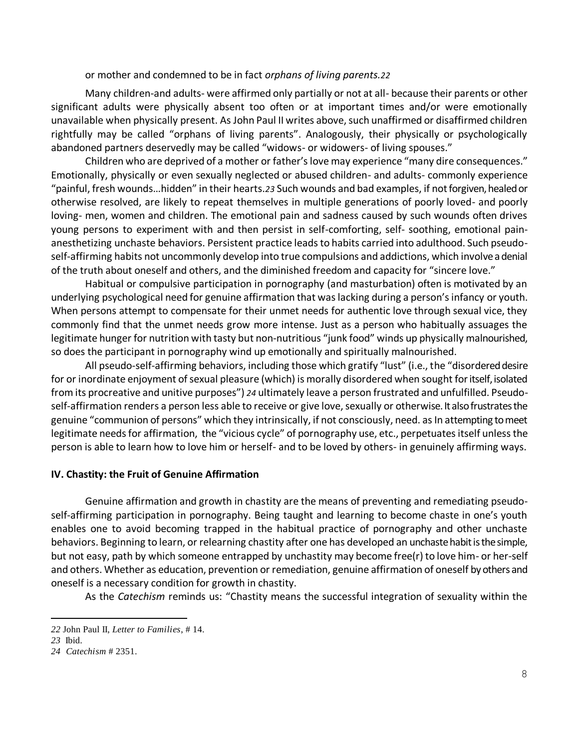or mother and condemned to be in fact *orphans of living parents.*[22]

Many children-and adults- were affirmed only partially or not at all- because their parents or other significant adults were physically absent too often or at important times and/or were emotionally unavailable when physically present. As John Paul II writes above, such unaffirmed or disaffirmed children rightfully may be called "orphans of living parents". Analogously, their physically or psychologically abandoned partners deservedly may be called "widows- or widowers- of living spouses."

Children who are deprived of a mother or father's love may experience "many dire consequences." Emotionally, physically or even sexually neglected or abused children- and adults- commonly experience "painful, fresh wounds…hidden" in their hearts.[23] Such wounds and bad examples, if not forgiven, healed or otherwise resolved, are likely to repeat themselves in multiple generations of poorly loved- and poorly loving- men, women and children. The emotional pain and sadness caused by such wounds often drives young persons to experiment with and then persist in self-comforting, self- soothing, emotional pain-anesthetizing unchaste behaviors. Persistent practice leads to habits carried into adulthood. Such pseudo-self-affirming habits not uncommonly develop into true compulsions and addictions, which involve a denial of the truth about oneself and others, and the diminished freedom and capacity for "sincere love."

Habitual or compulsive participation in pornography (and masturbation) often is motivated by an underlying psychological need for genuine affirmation that was lacking during a person's infancy or youth. When persons attempt to compensate for their unmet needs for authentic love through sexual vice, they commonly find that the unmet needs grow more intense. Just as a person who habitually assuages the legitimate hunger for nutrition with tasty but non-nutritious "junk food" winds up physically malnourished, so does the participant in pornography wind up emotionally and spiritually malnourished.

All pseudo-self-affirming behaviors, including those which gratify "lust" (i.e., the "disordered desire for or inordinate enjoyment of sexual pleasure (which) is morally disordered when sought for itself, isolated from its procreative and unitive purposes") [24] ultimately leave a person frustrated and unfulfilled. Pseudo-self-affirmation renders a person less able to receive or give love, sexually or otherwise. It also frustrates the genuine "communion of persons" which they intrinsically, if not consciously, need. as In attempting to meet legitimate needs for affirmation, the "vicious cycle" of pornography use, etc., perpetuates itself unless the person is able to learn how to love him or herself- and to be loved by others- in genuinely affirming ways.

## IV. Chastity: the Fruit of Genuine Affirmation

Genuine affirmation and growth in chastity are the means of preventing and remediating pseudo-self-affirming participation in pornography. Being taught and learning to become chaste in one's youth enables one to avoid becoming trapped in the habitual practice of pornography and other unchaste behaviors. Beginning to learn, or relearning chastity after one has developed an unchaste habit is the simple, but not easy, path by which someone entrapped by unchastity may become free(r) to love him- or her-self and others. Whether as education, prevention or remediation, genuine affirmation of oneself by others and oneself is a necessary condition for growth in chastity.

As the *Catechism* reminds us: "Chastity means the successful integration of sexuality within the

---

[22] John Paul II, *Letter to Families*, # 14.

[23] Ibid.

[24] *Catechism* # 2351.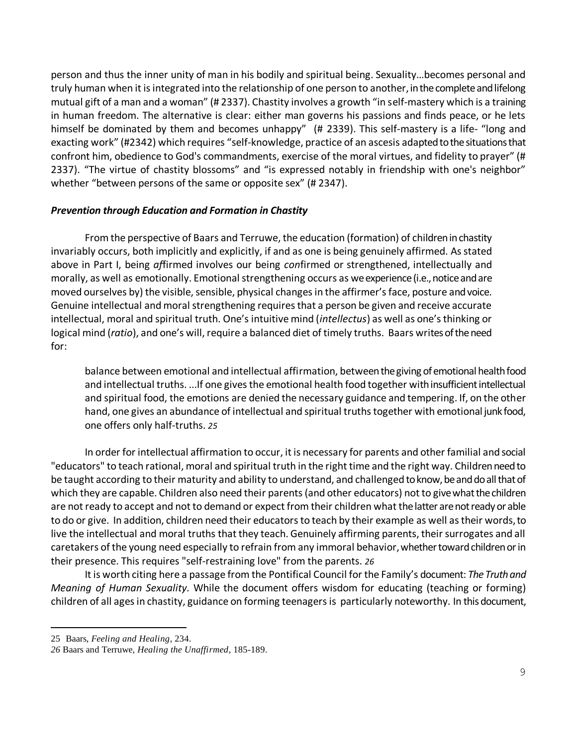person and thus the inner unity of man in his bodily and spiritual being. Sexuality…becomes personal and truly human when it is integrated into the relationship of one person to another, in the complete and lifelong mutual gift of a man and a woman" (# 2337). Chastity involves a growth "in self-mastery which is a training in human freedom. The alternative is clear: either man governs his passions and finds peace, or he lets himself be dominated by them and becomes unhappy" (# 2339). This self-mastery is a life- "long and exacting work" (#2342) which requires "self-knowledge, practice of an ascesis adapted to the situations that confront him, obedience to God's commandments, exercise of the moral virtues, and fidelity to prayer" (# 2337). "The virtue of chastity blossoms" and "is expressed notably in friendship with one's neighbor" whether "between persons of the same or opposite sex" (# 2347).

### *Prevention through Education and Formation in Chastity*

From the perspective of Baars and Terruwe, the education (formation) of children in chastity invariably occurs, both implicitly and explicitly, if and as one is being genuinely affirmed. As stated above in Part I, being *af*firmed involves our being *con*firmed or strengthened, intellectually and morally, as well as emotionally. Emotional strengthening occurs as we experience (i.e., notice and are moved ourselves by) the visible, sensible, physical changes in the affirmer's face, posture and voice. Genuine intellectual and moral strengthening requires that a person be given and receive accurate intellectual, moral and spiritual truth. One's intuitive mind (*intellectus*) as well as one's thinking or logical mind (*ratio*), and one's will, require a balanced diet of timely truths. Baars writes of the need for:

> balance between emotional and intellectual affirmation, between the giving of emotional health food and intellectual truths. ...If one gives the emotional health food together with insufficient intellectual and spiritual food, the emotions are denied the necessary guidance and tempering. If, on the other hand, one gives an abundance of intellectual and spiritual truths together with emotional junk food, one offers only half-truths. [25]

In order for intellectual affirmation to occur, it is necessary for parents and other familial and social "educators" to teach rational, moral and spiritual truth in the right time and the right way. Children need to be taught according to their maturity and ability to understand, and challenged to know, be and do all that of which they are capable. Children also need their parents (and other educators) not to give what the children are not ready to accept and not to demand or expect from their children what the latter are not ready or able to do or give. In addition, children need their educators to teach by their example as well as their words, to live the intellectual and moral truths that they teach. Genuinely affirming parents, their surrogates and all caretakers of the young need especially to refrain from any immoral behavior, whether toward children or in their presence. This requires "self-restraining love" from the parents. [26]

It is worth citing here a passage from the Pontifical Council for the Family's document: *The Truth and Meaning of Human Sexuality.* While the document offers wisdom for educating (teaching or forming) children of all ages in chastity, guidance on forming teenagers is particularly noteworthy. In this document,

---

25 Baars, *Feeling and Healing*, 234.

26 Baars and Terruwe, *Healing the Unaffirmed*, 185-189.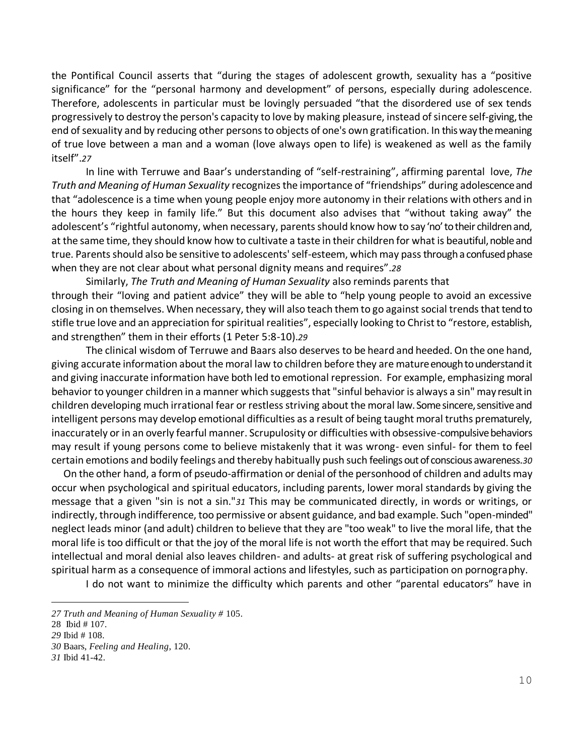the Pontifical Council asserts that "during the stages of adolescent growth, sexuality has a "positive significance" for the "personal harmony and development" of persons, especially during adolescence. Therefore, adolescents in particular must be lovingly persuaded "that the disordered use of sex tends progressively to destroy the person's capacity to love by making pleasure, instead of sincere self-giving, the end of sexuality and by reducing other persons to objects of one's own gratification. In this way the meaning of true love between a man and a woman (love always open to life) is weakened as well as the family itself".[27]

In line with Terruwe and Baar's understanding of "self-restraining", affirming parental love, *The Truth and Meaning of Human Sexuality* recognizes the importance of "friendships" during adolescence and that "adolescence is a time when young people enjoy more autonomy in their relations with others and in the hours they keep in family life." But this document also advises that "without taking away" the adolescent's "rightful autonomy, when necessary, parents should know how to say 'no' to their children and, at the same time, they should know how to cultivate a taste in their children for what is beautiful, noble and true. Parents should also be sensitive to adolescents' self-esteem, which may pass through a confused phase when they are not clear about what personal dignity means and requires".[28]

Similarly, *The Truth and Meaning of Human Sexuality* also reminds parents that through their "loving and patient advice" they will be able to "help young people to avoid an excessive closing in on themselves. When necessary, they will also teach them to go against social trends that tend to stifle true love and an appreciation for spiritual realities", especially looking to Christ to "restore, establish, and strengthen" them in their efforts (1 Peter 5:8-10).[29]

The clinical wisdom of Terruwe and Baars also deserves to be heard and heeded. On the one hand, giving accurate information about the moral law to children before they are mature enough to understand it and giving inaccurate information have both led to emotional repression. For example, emphasizing moral behavior to younger children in a manner which suggests that "sinful behavior is always a sin" may result in children developing much irrational fear or restless striving about the moral law. Some sincere, sensitive and intelligent persons may develop emotional difficulties as a result of being taught moral truths prematurely, inaccurately or in an overly fearful manner. Scrupulosity or difficulties with obsessive-compulsive behaviors may result if young persons come to believe mistakenly that it was wrong- even sinful- for them to feel certain emotions and bodily feelings and thereby habitually push such feelings out of conscious awareness.[30]

On the other hand, a form of pseudo-affirmation or denial of the personhood of children and adults may occur when psychological and spiritual educators, including parents, lower moral standards by giving the message that a given "sin is not a sin."[31] This may be communicated directly, in words or writings, or indirectly, through indifference, too permissive or absent guidance, and bad example. Such "open-minded" neglect leads minor (and adult) children to believe that they are "too weak" to live the moral life, that the moral life is too difficult or that the joy of the moral life is not worth the effort that may be required. Such intellectual and moral denial also leaves children- and adults- at great risk of suffering psychological and spiritual harm as a consequence of immoral actions and lifestyles, such as participation on pornography.

I do not want to minimize the difficulty which parents and other "parental educators" have in

---

27 *Truth and Meaning of Human Sexuality* # 105.

28 Ibid # 107.

29 Ibid # 108.

30 Baars, *Feeling and Healing*, 120.

31 Ibid 41-42.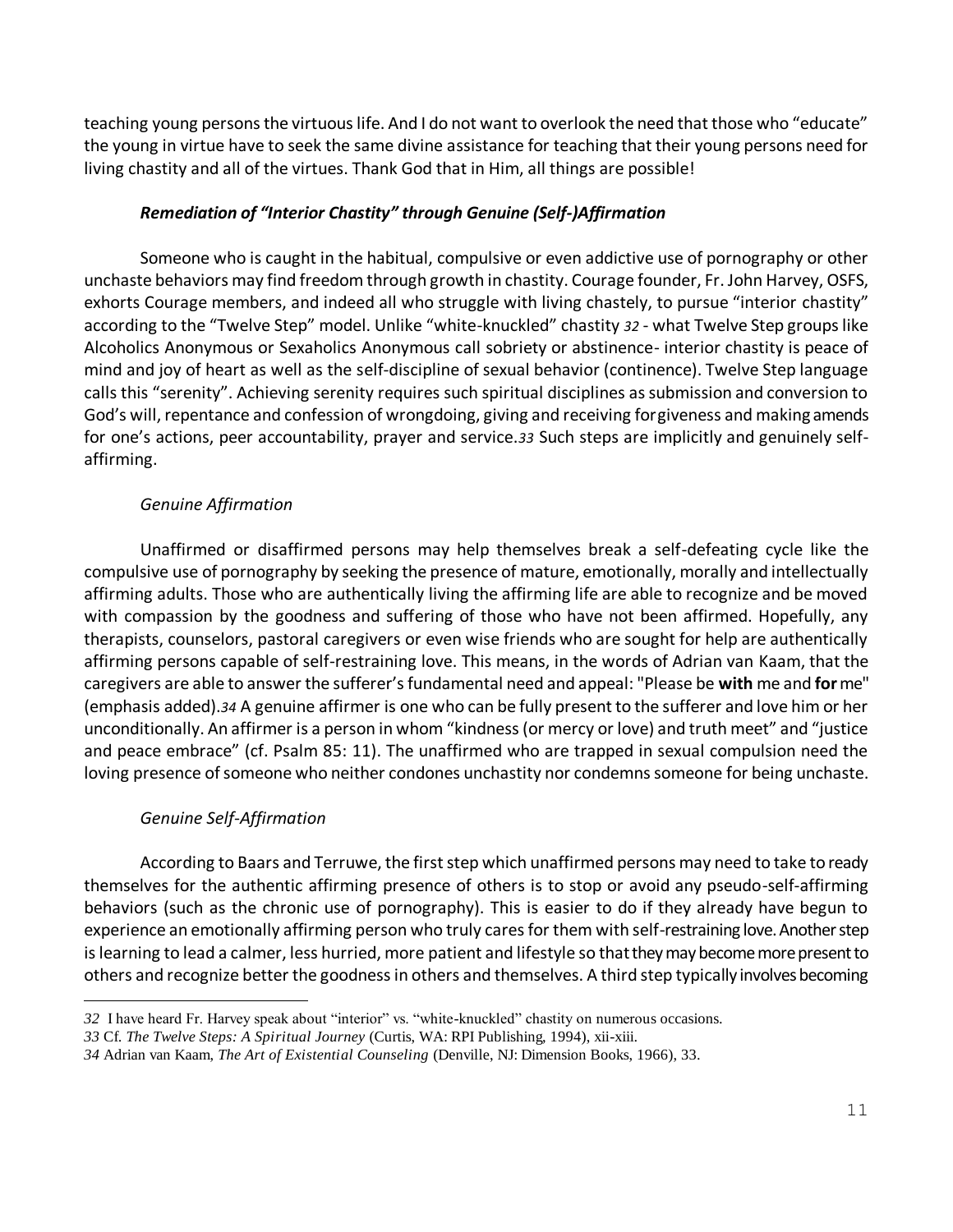teaching young persons the virtuous life. And I do not want to overlook the need that those who "educate" the young in virtue have to seek the same divine assistance for teaching that their young persons need for living chastity and all of the virtues. Thank God that in Him, all things are possible!

### *Remediation of "Interior Chastity" through Genuine (Self-)Affirmation*

Someone who is caught in the habitual, compulsive or even addictive use of pornography or other unchaste behaviors may find freedom through growth in chastity. Courage founder, Fr. John Harvey, OSFS, exhorts Courage members, and indeed all who struggle with living chastely, to pursue "interior chastity" according to the "Twelve Step" model. Unlike "white-knuckled" chastity [32] - what Twelve Step groups like Alcoholics Anonymous or Sexaholics Anonymous call sobriety or abstinence- interior chastity is peace of mind and joy of heart as well as the self-discipline of sexual behavior (continence). Twelve Step language calls this "serenity". Achieving serenity requires such spiritual disciplines as submission and conversion to God's will, repentance and confession of wrongdoing, giving and receiving forgiveness and making amends for one's actions, peer accountability, prayer and service.[33] Such steps are implicitly and genuinely self-affirming.

#### *Genuine Affirmation*

Unaffirmed or disaffirmed persons may help themselves break a self-defeating cycle like the compulsive use of pornography by seeking the presence of mature, emotionally, morally and intellectually affirming adults. Those who are authentically living the affirming life are able to recognize and be moved with compassion by the goodness and suffering of those who have not been affirmed. Hopefully, any therapists, counselors, pastoral caregivers or even wise friends who are sought for help are authentically affirming persons capable of self-restraining love. This means, in the words of Adrian van Kaam, that the caregivers are able to answer the sufferer's fundamental need and appeal: "Please be **with** me and **for** me" (emphasis added).[34] A genuine affirmer is one who can be fully present to the sufferer and love him or her unconditionally. An affirmer is a person in whom "kindness (or mercy or love) and truth meet" and "justice and peace embrace" (cf. Psalm 85: 11). The unaffirmed who are trapped in sexual compulsion need the loving presence of someone who neither condones unchastity nor condemns someone for being unchaste.

#### *Genuine Self-Affirmation*

According to Baars and Terruwe, the first step which unaffirmed persons may need to take to ready themselves for the authentic affirming presence of others is to stop or avoid any pseudo-self-affirming behaviors (such as the chronic use of pornography). This is easier to do if they already have begun to experience an emotionally affirming person who truly cares for them with self-restraining love. Another step is learning to lead a calmer, less hurried, more patient and lifestyle so that they may become more present to others and recognize better the goodness in others and themselves. A third step typically involves becoming

---

[32] I have heard Fr. Harvey speak about "interior" vs. "white-knuckled" chastity on numerous occasions.

[33] Cf. *The Twelve Steps: A Spiritual Journey* (Curtis, WA: RPI Publishing, 1994), xii-xiii.

[34] Adrian van Kaam, *The Art of Existential Counseling* (Denville, NJ: Dimension Books, 1966), 33.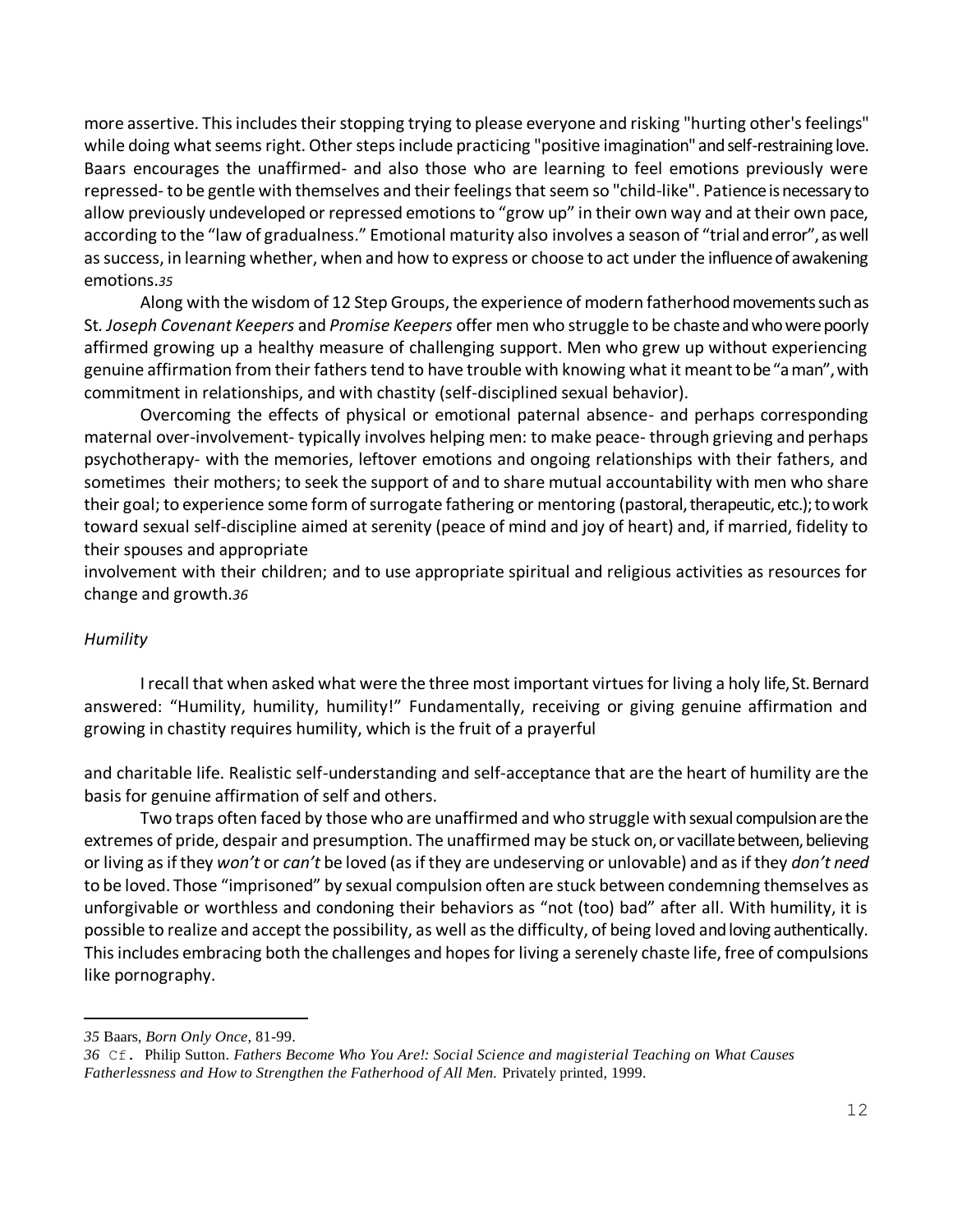more assertive. This includes their stopping trying to please everyone and risking "hurting other's feelings" while doing what seems right. Other steps include practicing "positive imagination" and self-restraining love. Baars encourages the unaffirmed- and also those who are learning to feel emotions previously were repressed- to be gentle with themselves and their feelings that seem so "child-like". Patience is necessary to allow previously undeveloped or repressed emotions to "grow up" in their own way and at their own pace, according to the "law of gradualness." Emotional maturity also involves a season of "trial and error", as well as success, in learning whether, when and how to express or choose to act under the influence of awakening emotions.[35]

Along with the wisdom of 12 Step Groups, the experience of modern fatherhood movements such as St. *Joseph Covenant Keepers* and *Promise Keepers* offer men who struggle to be chaste and who were poorly affirmed growing up a healthy measure of challenging support. Men who grew up without experiencing genuine affirmation from their fathers tend to have trouble with knowing what it meant to be "a man", with commitment in relationships, and with chastity (self-disciplined sexual behavior).

Overcoming the effects of physical or emotional paternal absence- and perhaps corresponding maternal over-involvement- typically involves helping men: to make peace- through grieving and perhaps psychotherapy- with the memories, leftover emotions and ongoing relationships with their fathers, and sometimes their mothers; to seek the support of and to share mutual accountability with men who share their goal; to experience some form of surrogate fathering or mentoring (pastoral, therapeutic, etc.); to work toward sexual self-discipline aimed at serenity (peace of mind and joy of heart) and, if married, fidelity to their spouses and appropriate involvement with their children; and to use appropriate spiritual and religious activities as resources for change and growth.[36]

*Humility*

I recall that when asked what were the three most important virtues for living a holy life, St. Bernard answered: "Humility, humility, humility!" Fundamentally, receiving or giving genuine affirmation and growing in chastity requires humility, which is the fruit of a prayerful and charitable life. Realistic self-understanding and self-acceptance that are the heart of humility are the basis for genuine affirmation of self and others.

Two traps often faced by those who are unaffirmed and who struggle with sexual compulsion are the extremes of pride, despair and presumption. The unaffirmed may be stuck on, or vacillate between, believing or living as if they *won't* or *can't* be loved (as if they are undeserving or unlovable) and as if they *don't need* to be loved. Those "imprisoned" by sexual compulsion often are stuck between condemning themselves as unforgivable or worthless and condoning their behaviors as "not (too) bad" after all. With humility, it is possible to realize and accept the possibility, as well as the difficulty, of being loved and loving authentically. This includes embracing both the challenges and hopes for living a serenely chaste life, free of compulsions like pornography.

---

[35] Baars, *Born Only Once*, 81-99.

[36] Cf. Philip Sutton. *Fathers Become Who You Are!: Social Science and magisterial Teaching on What Causes Fatherlessness and How to Strengthen the Fatherhood of All Men.* Privately printed, 1999.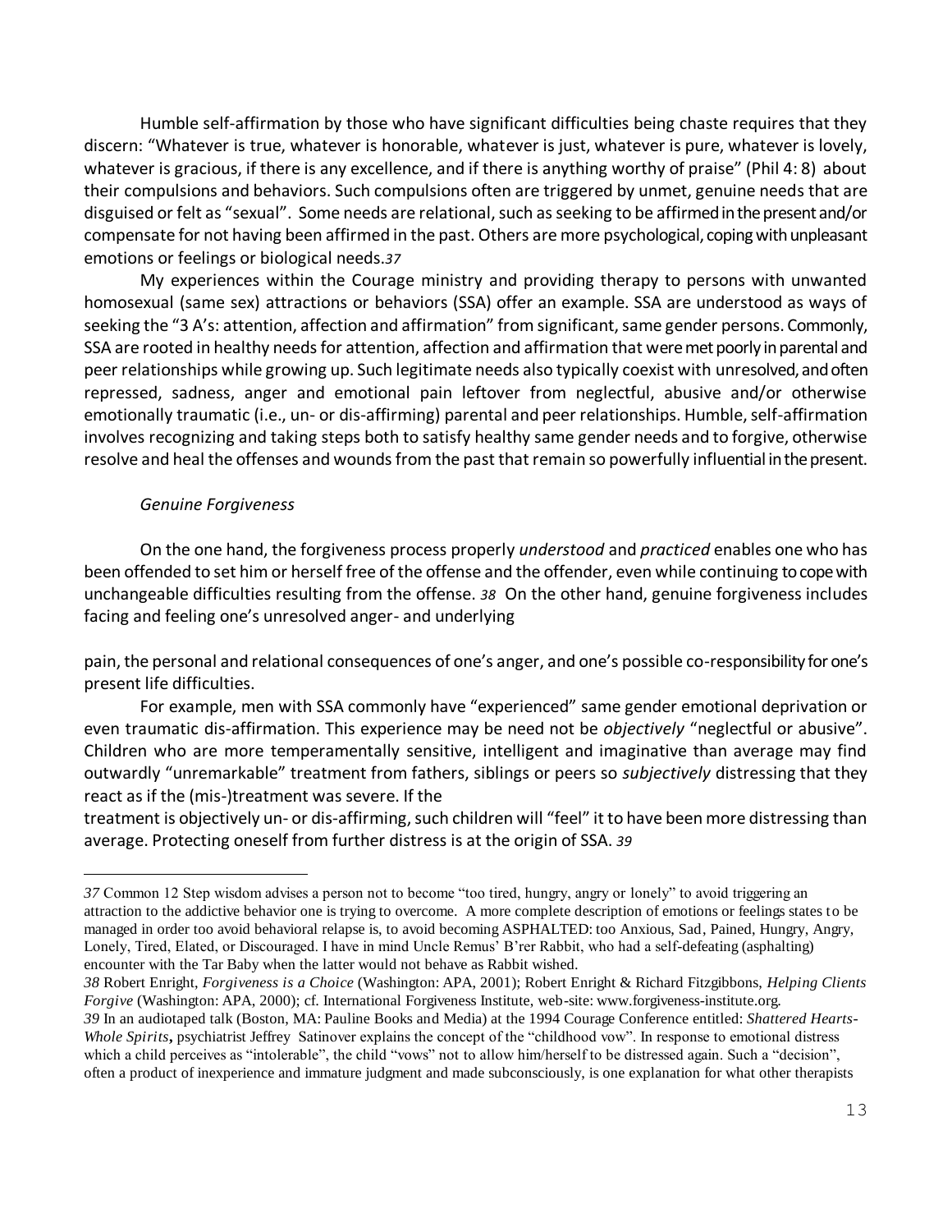Humble self-affirmation by those who have significant difficulties being chaste requires that they discern: "Whatever is true, whatever is honorable, whatever is just, whatever is pure, whatever is lovely, whatever is gracious, if there is any excellence, and if there is anything worthy of praise" (Phil 4: 8) about their compulsions and behaviors. Such compulsions often are triggered by unmet, genuine needs that are disguised or felt as "sexual". Some needs are relational, such as seeking to be affirmed in the present and/or compensate for not having been affirmed in the past. Others are more psychological, coping with unpleasant emotions or feelings or biological needs.[37]

My experiences within the Courage ministry and providing therapy to persons with unwanted homosexual (same sex) attractions or behaviors (SSA) offer an example. SSA are understood as ways of seeking the "3 A's: attention, affection and affirmation" from significant, same gender persons. Commonly, SSA are rooted in healthy needs for attention, affection and affirmation that were met poorly in parental and peer relationships while growing up. Such legitimate needs also typically coexist with unresolved, and often repressed, sadness, anger and emotional pain leftover from neglectful, abusive and/or otherwise emotionally traumatic (i.e., un- or dis-affirming) parental and peer relationships. Humble, self-affirmation involves recognizing and taking steps both to satisfy healthy same gender needs and to forgive, otherwise resolve and heal the offenses and wounds from the past that remain so powerfully influential in the present.

*Genuine Forgiveness*

On the one hand, the forgiveness process properly *understood* and *practiced* enables one who has been offended to set him or herself free of the offense and the offender, even while continuing to cope with unchangeable difficulties resulting from the offense. [38] On the other hand, genuine forgiveness includes facing and feeling one's unresolved anger- and underlying pain, the personal and relational consequences of one's anger, and one's possible co-responsibility for one's present life difficulties.

For example, men with SSA commonly have "experienced" same gender emotional deprivation or even traumatic dis-affirmation. This experience may be need not be *objectively* "neglectful or abusive". Children who are more temperamentally sensitive, intelligent and imaginative than average may find outwardly "unremarkable" treatment from fathers, siblings or peers so *subjectively* distressing that they react as if the (mis-)treatment was severe. If the treatment is objectively un- or dis-affirming, such children will "feel" it to have been more distressing than average. Protecting oneself from further distress is at the origin of SSA. [39]

---

[37] Common 12 Step wisdom advises a person not to become "too tired, hungry, angry or lonely" to avoid triggering an attraction to the addictive behavior one is trying to overcome. A more complete description of emotions or feelings states to be managed in order too avoid behavioral relapse is, to avoid becoming ASPHALTED: too Anxious, Sad, Pained, Hungry, Angry, Lonely, Tired, Elated, or Discouraged. I have in mind Uncle Remus' B'rer Rabbit, who had a self-defeating (asphalting) encounter with the Tar Baby when the latter would not behave as Rabbit wished.

[38] Robert Enright, *Forgiveness is a Choice* (Washington: APA, 2001); Robert Enright & Richard Fitzgibbons, *Helping Clients Forgive* (Washington: APA, 2000); cf. International Forgiveness Institute, web-site: www.forgiveness-institute.org.

[39] In an audiotaped talk (Boston, MA: Pauline Books and Media) at the 1994 Courage Conference entitled: *Shattered Hearts-Whole Spirits*, psychiatrist Jeffrey Satinover explains the concept of the "childhood vow". In response to emotional distress which a child perceives as "intolerable", the child "vows" not to allow him/herself to be distressed again. Such a "decision", often a product of inexperience and immature judgment and made subconsciously, is one explanation for what other therapists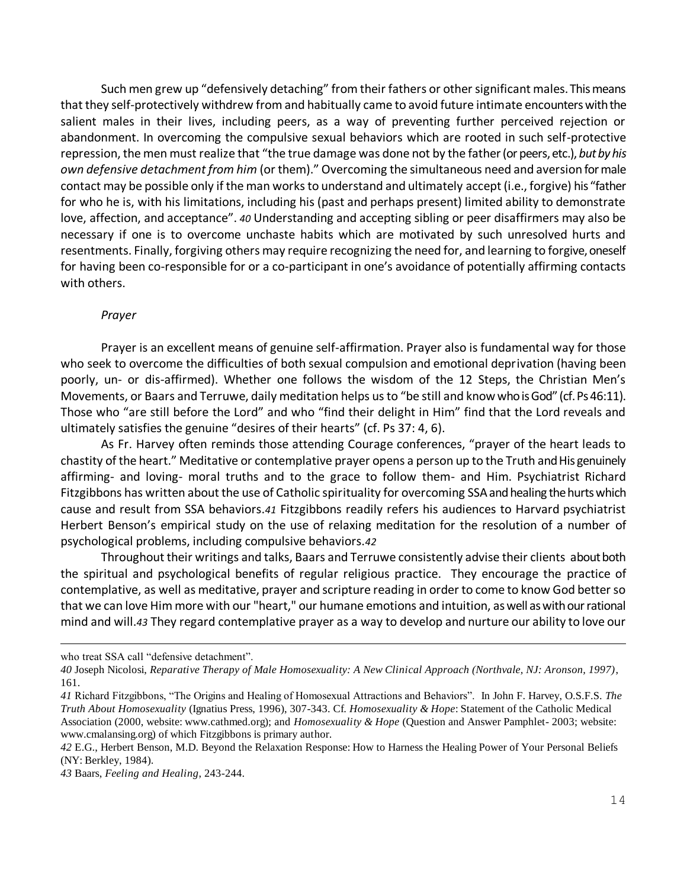Such men grew up "defensively detaching" from their fathers or other significant males. This means that they self-protectively withdrew from and habitually came to avoid future intimate encounters with the salient males in their lives, including peers, as a way of preventing further perceived rejection or abandonment. In overcoming the compulsive sexual behaviors which are rooted in such self-protective repression, the men must realize that "the true damage was done not by the father (or peers, etc.), *but by his own defensive detachment from him* (or them)." Overcoming the simultaneous need and aversion for male contact may be possible only if the man works to understand and ultimately accept (i.e., forgive) his "father for who he is, with his limitations, including his (past and perhaps present) limited ability to demonstrate love, affection, and acceptance". [40] Understanding and accepting sibling or peer disaffirmers may also be necessary if one is to overcome unchaste habits which are motivated by such unresolved hurts and resentments. Finally, forgiving others may require recognizing the need for, and learning to forgive, oneself for having been co-responsible for or a co-participant in one's avoidance of potentially affirming contacts with others.

*Prayer*

Prayer is an excellent means of genuine self-affirmation. Prayer also is fundamental way for those who seek to overcome the difficulties of both sexual compulsion and emotional deprivation (having been poorly, un- or dis-affirmed). Whether one follows the wisdom of the 12 Steps, the Christian Men's Movements, or Baars and Terruwe, daily meditation helps us to "be still and know who is God" (cf. Ps 46:11). Those who "are still before the Lord" and who "find their delight in Him" find that the Lord reveals and ultimately satisfies the genuine "desires of their hearts" (cf. Ps 37: 4, 6).

As Fr. Harvey often reminds those attending Courage conferences, "prayer of the heart leads to chastity of the heart." Meditative or contemplative prayer opens a person up to the Truth and His genuinely affirming- and loving- moral truths and to the grace to follow them- and Him. Psychiatrist Richard Fitzgibbons has written about the use of Catholic spirituality for overcoming SSA and healing the hurts which cause and result from SSA behaviors.[41] Fitzgibbons readily refers his audiences to Harvard psychiatrist Herbert Benson's empirical study on the use of relaxing meditation for the resolution of a number of psychological problems, including compulsive behaviors.[42]

Throughout their writings and talks, Baars and Terruwe consistently advise their clients about both the spiritual and psychological benefits of regular religious practice. They encourage the practice of contemplative, as well as meditative, prayer and scripture reading in order to come to know God better so that we can love Him more with our "heart," our humane emotions and intuition, as well as with our rational mind and will.[43] They regard contemplative prayer as a way to develop and nurture our ability to love our

---

who treat SSA call "defensive detachment".

[40] Joseph Nicolosi, *Reparative Therapy of Male Homosexuality: A New Clinical Approach (Northvale, NJ: Aronson, 1997)*, 161.

[41] Richard Fitzgibbons, "The Origins and Healing of Homosexual Attractions and Behaviors". In John F. Harvey, O.S.F.S. *The Truth About Homosexuality* (Ignatius Press, 1996), 307-343. Cf. *Homosexuality & Hope*: Statement of the Catholic Medical Association (2000, website: www.cathmed.org); and *Homosexuality & Hope* (Question and Answer Pamphlet- 2003; website: www.cmalansing.org) of which Fitzgibbons is primary author.

[42] E.G., Herbert Benson, M.D. Beyond the Relaxation Response: How to Harness the Healing Power of Your Personal Beliefs (NY: Berkley, 1984).

[43] Baars, *Feeling and Healing*, 243-244.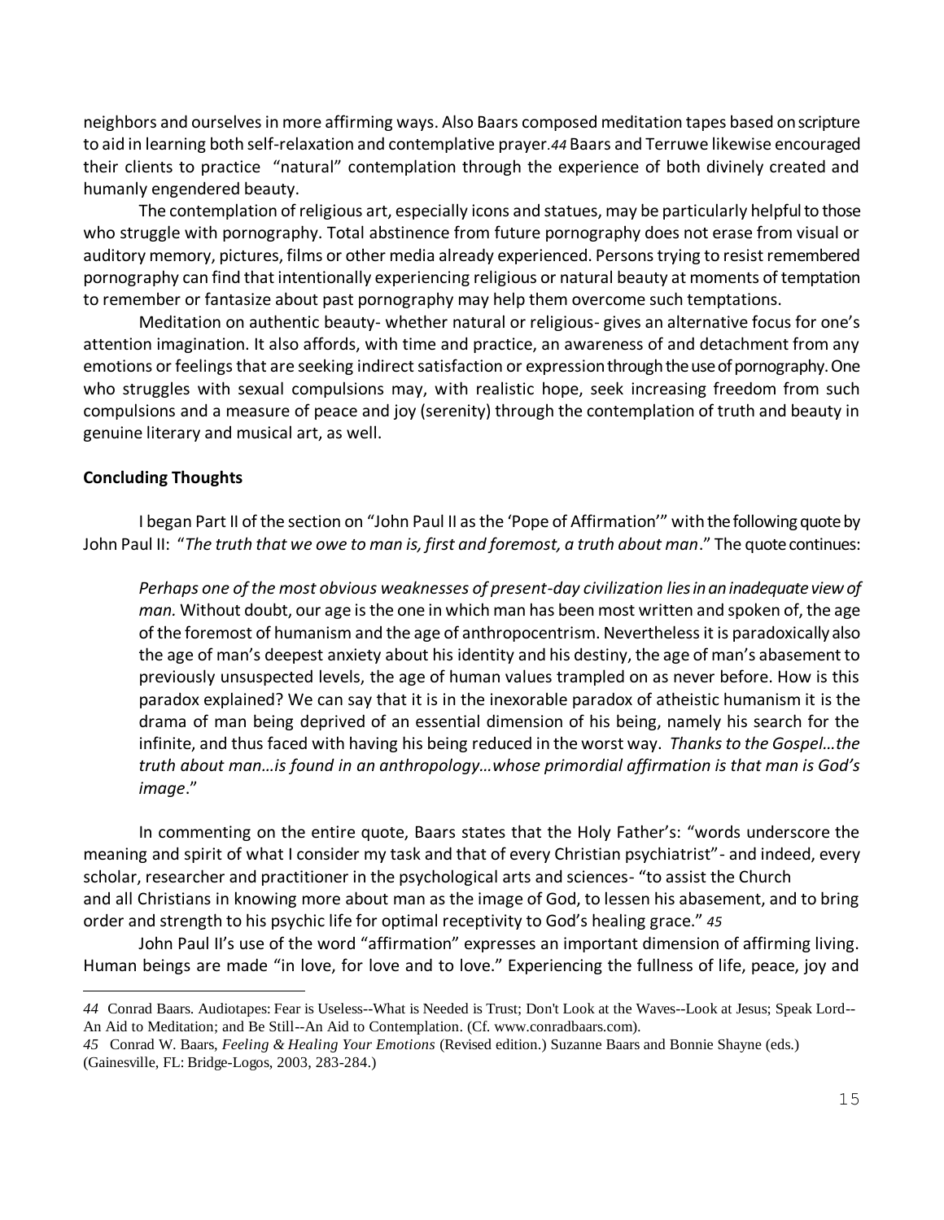neighbors and ourselves in more affirming ways. Also Baars composed meditation tapes based on scripture to aid in learning both self-relaxation and contemplative prayer.[44] Baars and Terruwe likewise encouraged their clients to practice "natural" contemplation through the experience of both divinely created and humanly engendered beauty.

The contemplation of religious art, especially icons and statues, may be particularly helpful to those who struggle with pornography. Total abstinence from future pornography does not erase from visual or auditory memory, pictures, films or other media already experienced. Persons trying to resist remembered pornography can find that intentionally experiencing religious or natural beauty at moments of temptation to remember or fantasize about past pornography may help them overcome such temptations.

Meditation on authentic beauty- whether natural or religious- gives an alternative focus for one's attention imagination. It also affords, with time and practice, an awareness of and detachment from any emotions or feelings that are seeking indirect satisfaction or expression through the use of pornography. One who struggles with sexual compulsions may, with realistic hope, seek increasing freedom from such compulsions and a measure of peace and joy (serenity) through the contemplation of truth and beauty in genuine literary and musical art, as well.

**Concluding Thoughts**

I began Part II of the section on "John Paul II as the 'Pope of Affirmation'" with the following quote by John Paul II: "*The truth that we owe to man is, first and foremost, a truth about man*." The quote continues:

> *Perhaps one of the most obvious weaknesses of present-day civilization lies in an inadequate view of man.* Without doubt, our age is the one in which man has been most written and spoken of, the age of the foremost of humanism and the age of anthropocentrism. Nevertheless it is paradoxically also the age of man's deepest anxiety about his identity and his destiny, the age of man's abasement to previously unsuspected levels, the age of human values trampled on as never before. How is this paradox explained? We can say that it is in the inexorable paradox of atheistic humanism it is the drama of man being deprived of an essential dimension of his being, namely his search for the infinite, and thus faced with having his being reduced in the worst way. *Thanks to the Gospel…the truth about man…is found in an anthropology…whose primordial affirmation is that man is God's image*."

In commenting on the entire quote, Baars states that the Holy Father's: "words underscore the meaning and spirit of what I consider my task and that of every Christian psychiatrist"- and indeed, every scholar, researcher and practitioner in the psychological arts and sciences- "to assist the Church and all Christians in knowing more about man as the image of God, to lessen his abasement, and to bring order and strength to his psychic life for optimal receptivity to God's healing grace." [45]

John Paul II's use of the word "affirmation" expresses an important dimension of affirming living. Human beings are made "in love, for love and to love." Experiencing the fullness of life, peace, joy and

---

[44] Conrad Baars. Audiotapes: Fear is Useless--What is Needed is Trust; Don't Look at the Waves--Look at Jesus; Speak Lord--An Aid to Meditation; and Be Still--An Aid to Contemplation. (Cf. www.conradbaars.com).

[45] Conrad W. Baars, *Feeling & Healing Your Emotions* (Revised edition.) Suzanne Baars and Bonnie Shayne (eds.) (Gainesville, FL: Bridge-Logos, 2003, 283-284.)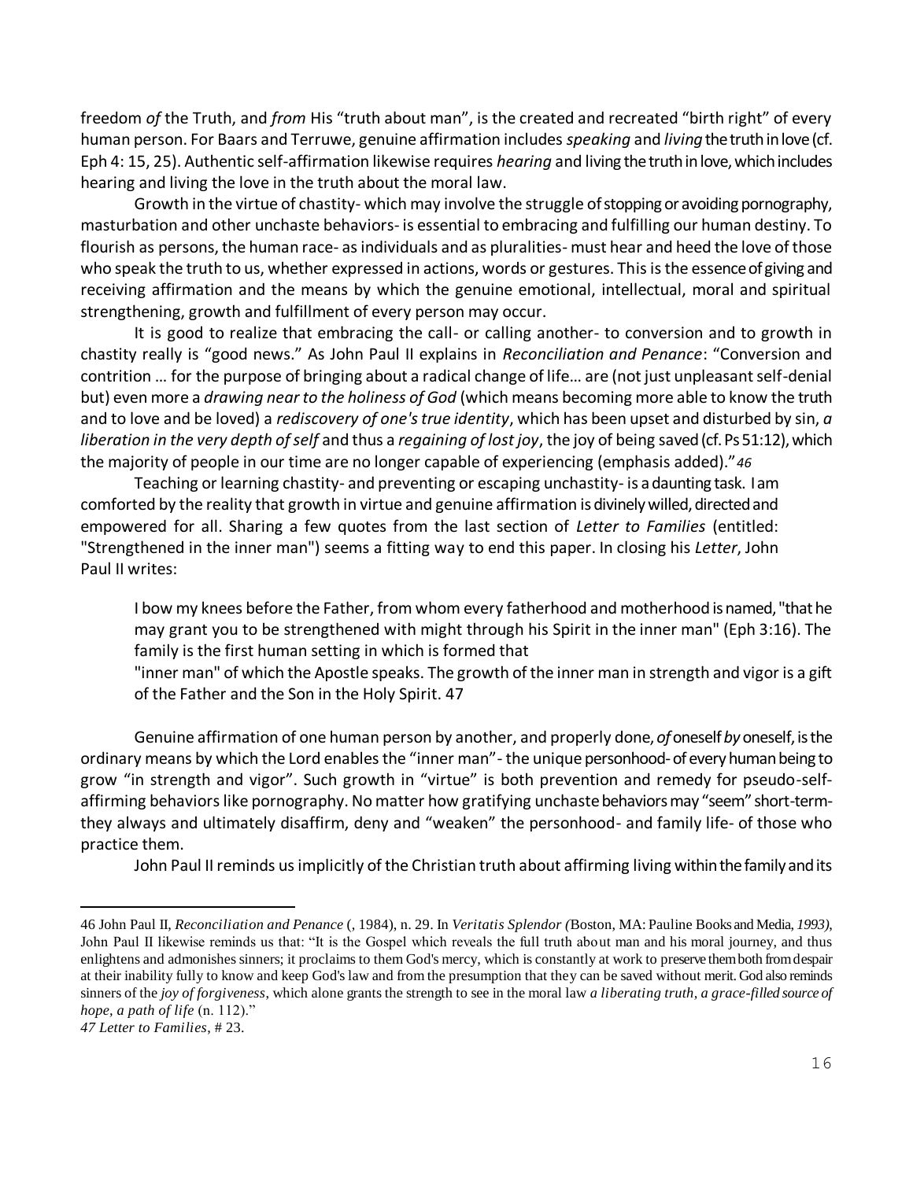freedom *of* the Truth, and *from* His "truth about man", is the created and recreated "birth right" of every human person. For Baars and Terruwe, genuine affirmation includes *speaking* and *living* the truth in love (cf. Eph 4: 15, 25). Authentic self-affirmation likewise requires *hearing* and living the truth in love, which includes hearing and living the love in the truth about the moral law.

Growth in the virtue of chastity- which may involve the struggle of stopping or avoiding pornography, masturbation and other unchaste behaviors- is essential to embracing and fulfilling our human destiny. To flourish as persons, the human race- as individuals and as pluralities- must hear and heed the love of those who speak the truth to us, whether expressed in actions, words or gestures. This is the essence of giving and receiving affirmation and the means by which the genuine emotional, intellectual, moral and spiritual strengthening, growth and fulfillment of every person may occur.

It is good to realize that embracing the call- or calling another- to conversion and to growth in chastity really is "good news." As John Paul II explains in *Reconciliation and Penance*: "Conversion and contrition … for the purpose of bringing about a radical change of life… are (not just unpleasant self-denial but) even more a *drawing near to the holiness of God* (which means becoming more able to know the truth and to love and be loved) a *rediscovery of one's true identity*, which has been upset and disturbed by sin, *a liberation in the very depth of self* and thus a *regaining of lost joy*, the joy of being saved (cf. Ps 51:12), which the majority of people in our time are no longer capable of experiencing (emphasis added)."[46]

Teaching or learning chastity- and preventing or escaping unchastity- is a daunting task. I am comforted by the reality that growth in virtue and genuine affirmation is divinely willed, directed and empowered for all. Sharing a few quotes from the last section of *Letter to Families* (entitled: "Strengthened in the inner man") seems a fitting way to end this paper. In closing his *Letter*, John Paul II writes:

> I bow my knees before the Father, from whom every fatherhood and motherhood is named, "that he may grant you to be strengthened with might through his Spirit in the inner man" (Eph 3:16). The family is the first human setting in which is formed that
> "inner man" of which the Apostle speaks. The growth of the inner man in strength and vigor is a gift of the Father and the Son in the Holy Spirit. 47

Genuine affirmation of one human person by another, and properly done, *of* oneself *by* oneself, is the ordinary means by which the Lord enables the "inner man"- the unique personhood- of every human being to grow "in strength and vigor". Such growth in "virtue" is both prevention and remedy for pseudo-self-affirming behaviors like pornography. No matter how gratifying unchaste behaviors may "seem" short-term- they always and ultimately disaffirm, deny and "weaken" the personhood- and family life- of those who practice them.

John Paul II reminds us implicitly of the Christian truth about affirming living within the family and its

---

46 John Paul II, *Reconciliation and Penance* (, 1984), n. 29. In *Veritatis Splendor (*Boston, MA: Pauline Books and Media, *1993)*, John Paul II likewise reminds us that: "It is the Gospel which reveals the full truth about man and his moral journey, and thus enlightens and admonishes sinners; it proclaims to them God's mercy, which is constantly at work to preserve them both from despair at their inability fully to know and keep God's law and from the presumption that they can be saved without merit. God also reminds sinners of the *joy of forgiveness*, which alone grants the strength to see in the moral law *a liberating truth, a grace-filled source of hope, a path of life* (n. 112)."

*47 Letter to Families*, # 23.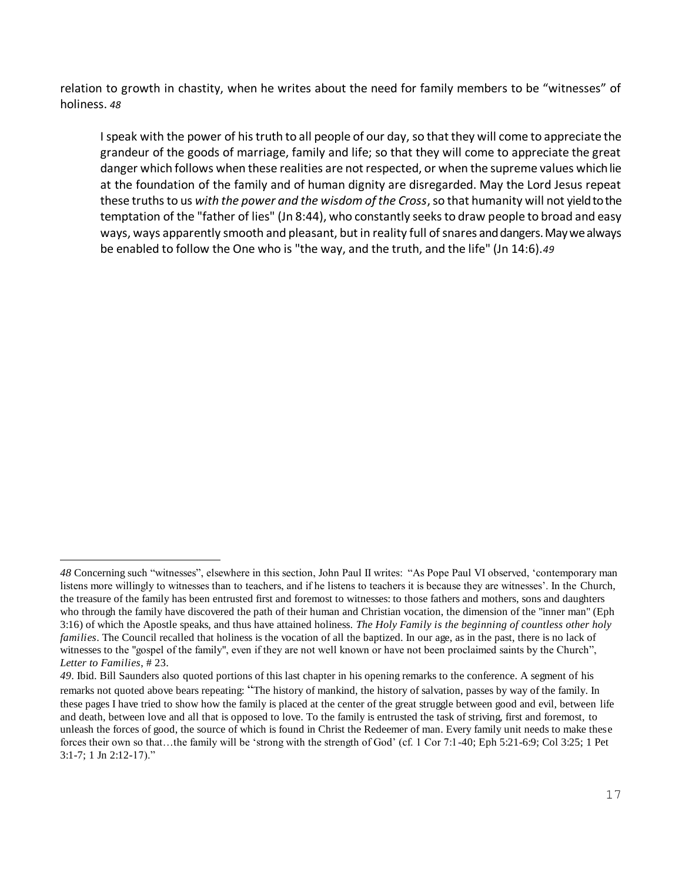relation to growth in chastity, when he writes about the need for family members to be "witnesses" of holiness. [48]

> I speak with the power of his truth to all people of our day, so that they will come to appreciate the grandeur of the goods of marriage, family and life; so that they will come to appreciate the great danger which follows when these realities are not respected, or when the supreme values which lie at the foundation of the family and of human dignity are disregarded. May the Lord Jesus repeat these truths to us *with the power and the wisdom of the Cross*, so that humanity will not yield to the temptation of the "father of lies" (Jn 8:44), who constantly seeks to draw people to broad and easy ways, ways apparently smooth and pleasant, but in reality full of snares and dangers. May we always be enabled to follow the One who is "the way, and the truth, and the life" (Jn 14:6).[49]

---

*48* Concerning such "witnesses", elsewhere in this section, John Paul II writes: "As Pope Paul VI observed, 'contemporary man listens more willingly to witnesses than to teachers, and if he listens to teachers it is because they are witnesses'. In the Church, the treasure of the family has been entrusted first and foremost to witnesses: to those fathers and mothers, sons and daughters who through the family have discovered the path of their human and Christian vocation, the dimension of the "inner man" (Eph 3:16) of which the Apostle speaks, and thus have attained holiness. *The Holy Family is the beginning of countless other holy families*. The Council recalled that holiness is the vocation of all the baptized. In our age, as in the past, there is no lack of witnesses to the "gospel of the family", even if they are not well known or have not been proclaimed saints by the Church", *Letter to Families*, # 23.

*49*. Ibid. Bill Saunders also quoted portions of this last chapter in his opening remarks to the conference. A segment of his remarks not quoted above bears repeating: "The history of mankind, the history of salvation, passes by way of the family. In these pages I have tried to show how the family is placed at the center of the great struggle between good and evil, between life and death, between love and all that is opposed to love. To the family is entrusted the task of striving, first and foremost, to unleash the forces of good, the source of which is found in Christ the Redeemer of man. Every family unit needs to make these forces their own so that…the family will be 'strong with the strength of God' (cf. 1 Cor 7:1-40; Eph 5:21-6:9; Col 3:25; 1 Pet 3:1-7; 1 Jn 2:12-17)."